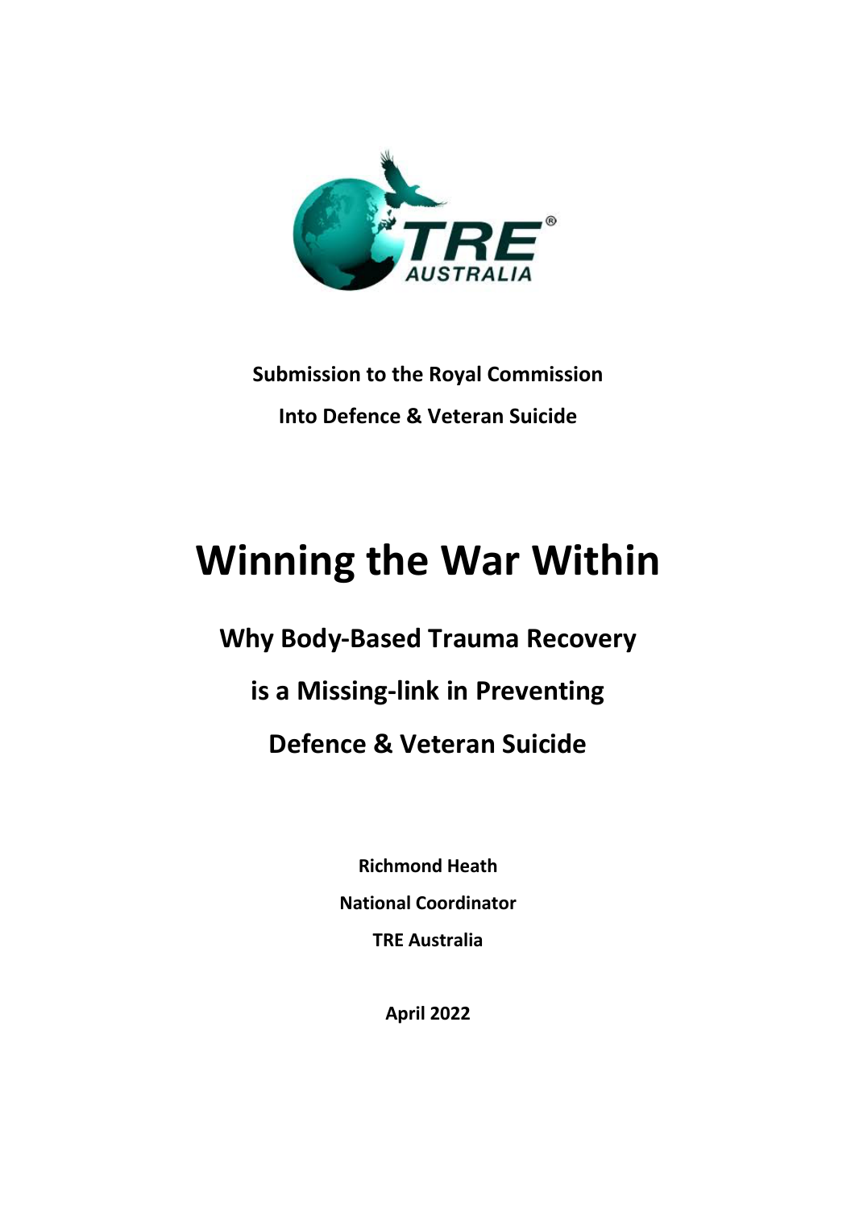**Submission to the Royal Commission**

**Into Defence & Veteran Suicide**

# Winning the War Within

## Why Body-Based Trauma Recovery

## is a Missing-link in Preventing

## Defence & Veteran Suicide

**Richmond Heath**

**National Coordinator**

**TRE Australia**

**April 2022**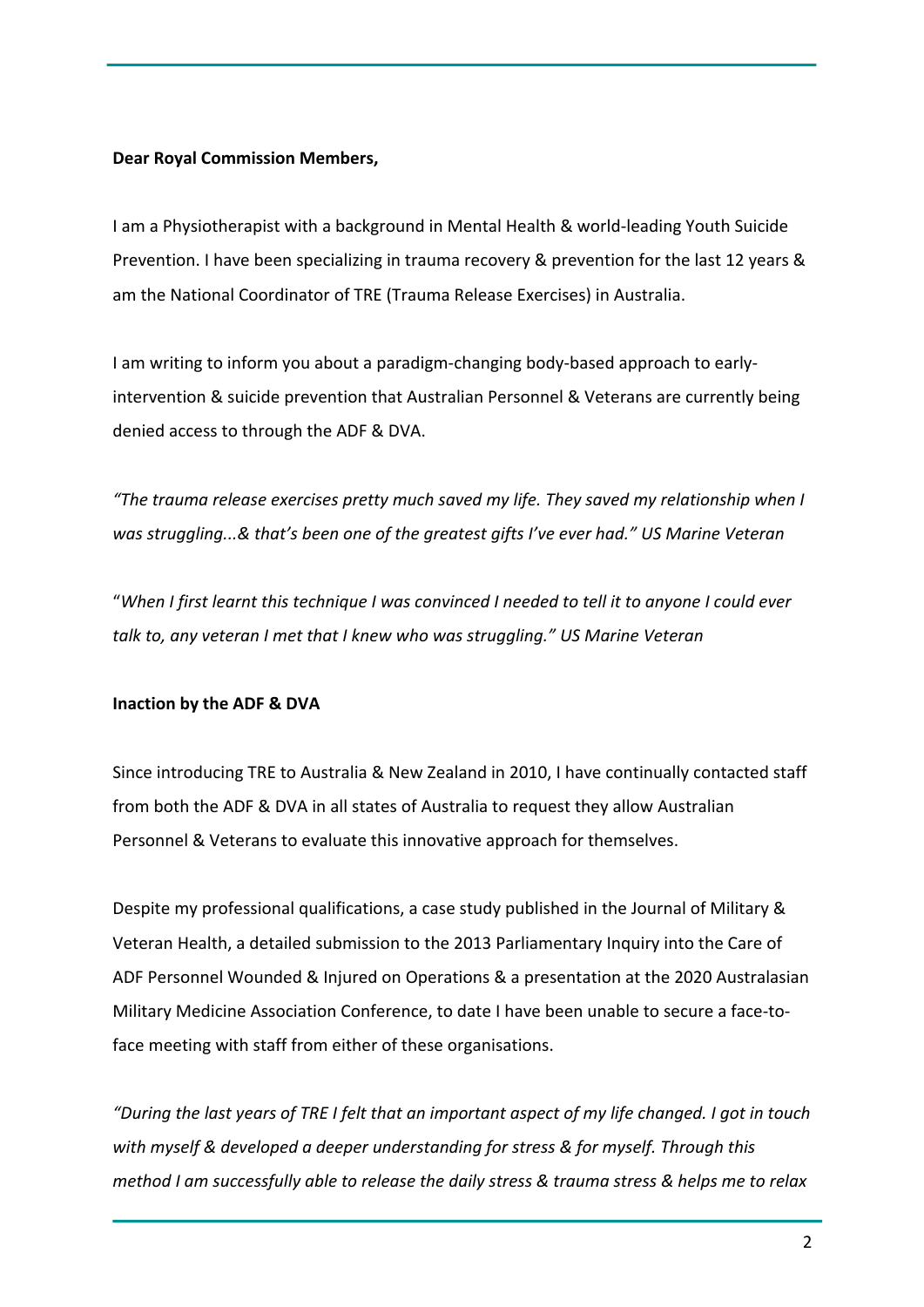**Dear Royal Commission Members,**

I am a Physiotherapist with a background in Mental Health & world-leading Youth Suicide Prevention. I have been specializing in trauma recovery & prevention for the last 12 years & am the National Coordinator of TRE (Trauma Release Exercises) in Australia.

I am writing to inform you about a paradigm-changing body-based approach to early-intervention & suicide prevention that Australian Personnel & Veterans are currently being denied access to through the ADF & DVA.

*"The trauma release exercises pretty much saved my life. They saved my relationship when I was struggling...& that's been one of the greatest gifts I've ever had." US Marine Veteran*

"*When I first learnt this technique I was convinced I needed to tell it to anyone I could ever talk to, any veteran I met that I knew who was struggling." US Marine Veteran*

**Inaction by the ADF & DVA**

Since introducing TRE to Australia & New Zealand in 2010, I have continually contacted staff from both the ADF & DVA in all states of Australia to request they allow Australian Personnel & Veterans to evaluate this innovative approach for themselves.

Despite my professional qualifications, a case study published in the Journal of Military & Veteran Health, a detailed submission to the 2013 Parliamentary Inquiry into the Care of ADF Personnel Wounded & Injured on Operations & a presentation at the 2020 Australasian Military Medicine Association Conference, to date I have been unable to secure a face-to-face meeting with staff from either of these organisations.

*"During the last years of TRE I felt that an important aspect of my life changed. I got in touch with myself & developed a deeper understanding for stress & for myself. Through this method I am successfully able to release the daily stress & trauma stress & helps me to relax*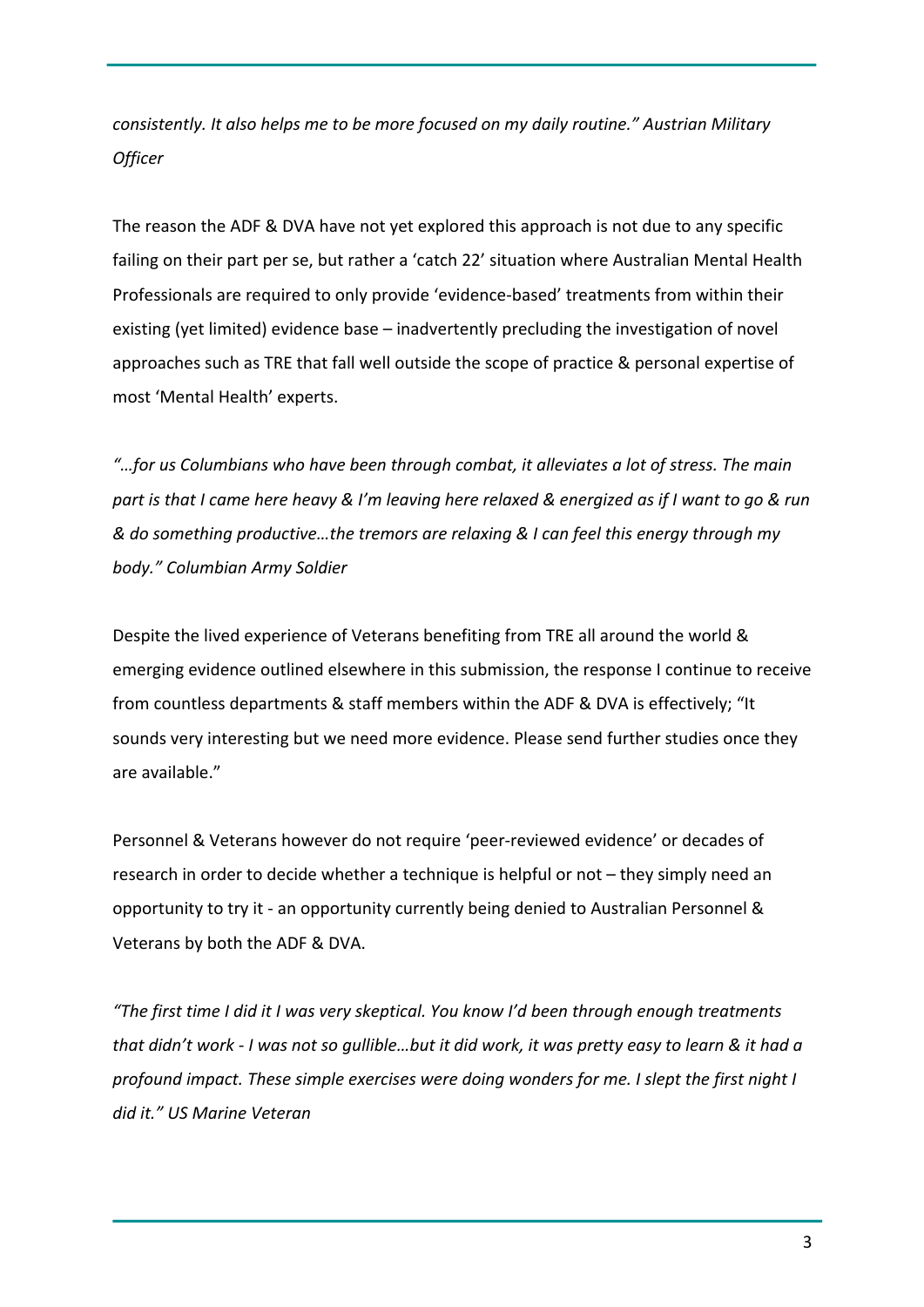*consistently. It also helps me to be more focused on my daily routine." Austrian Military Officer*

The reason the ADF & DVA have not yet explored this approach is not due to any specific failing on their part per se, but rather a 'catch 22' situation where Australian Mental Health Professionals are required to only provide 'evidence-based' treatments from within their existing (yet limited) evidence base – inadvertently precluding the investigation of novel approaches such as TRE that fall well outside the scope of practice & personal expertise of most 'Mental Health' experts.

*"…for us Columbians who have been through combat, it alleviates a lot of stress. The main part is that I came here heavy & I'm leaving here relaxed & energized as if I want to go & run & do something productive…the tremors are relaxing & I can feel this energy through my body." Columbian Army Soldier*

Despite the lived experience of Veterans benefiting from TRE all around the world & emerging evidence outlined elsewhere in this submission, the response I continue to receive from countless departments & staff members within the ADF & DVA is effectively; "It sounds very interesting but we need more evidence. Please send further studies once they are available."

Personnel & Veterans however do not require 'peer-reviewed evidence' or decades of research in order to decide whether a technique is helpful or not – they simply need an opportunity to try it - an opportunity currently being denied to Australian Personnel & Veterans by both the ADF & DVA.

*"The first time I did it I was very skeptical. You know I'd been through enough treatments that didn't work - I was not so gullible…but it did work, it was pretty easy to learn & it had a profound impact. These simple exercises were doing wonders for me. I slept the first night I did it." US Marine Veteran*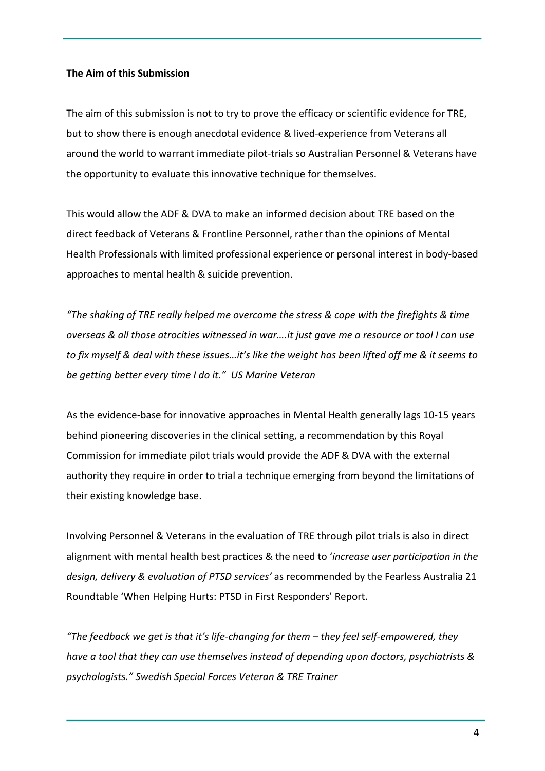**The Aim of this Submission**

The aim of this submission is not to try to prove the efficacy or scientific evidence for TRE, but to show there is enough anecdotal evidence & lived-experience from Veterans all around the world to warrant immediate pilot-trials so Australian Personnel & Veterans have the opportunity to evaluate this innovative technique for themselves.

This would allow the ADF & DVA to make an informed decision about TRE based on the direct feedback of Veterans & Frontline Personnel, rather than the opinions of Mental Health Professionals with limited professional experience or personal interest in body-based approaches to mental health & suicide prevention.

*"The shaking of TRE really helped me overcome the stress & cope with the firefights & time overseas & all those atrocities witnessed in war….it just gave me a resource or tool I can use to fix myself & deal with these issues…it's like the weight has been lifted off me & it seems to be getting better every time I do it." US Marine Veteran*

As the evidence-base for innovative approaches in Mental Health generally lags 10-15 years behind pioneering discoveries in the clinical setting, a recommendation by this Royal Commission for immediate pilot trials would provide the ADF & DVA with the external authority they require in order to trial a technique emerging from beyond the limitations of their existing knowledge base.

Involving Personnel & Veterans in the evaluation of TRE through pilot trials is also in direct alignment with mental health best practices & the need to '*increase user participation in the design, delivery & evaluation of PTSD services'* as recommended by the Fearless Australia 21 Roundtable 'When Helping Hurts: PTSD in First Responders' Report.

*"The feedback we get is that it's life-changing for them – they feel self-empowered, they have a tool that they can use themselves instead of depending upon doctors, psychiatrists & psychologists." Swedish Special Forces Veteran & TRE Trainer*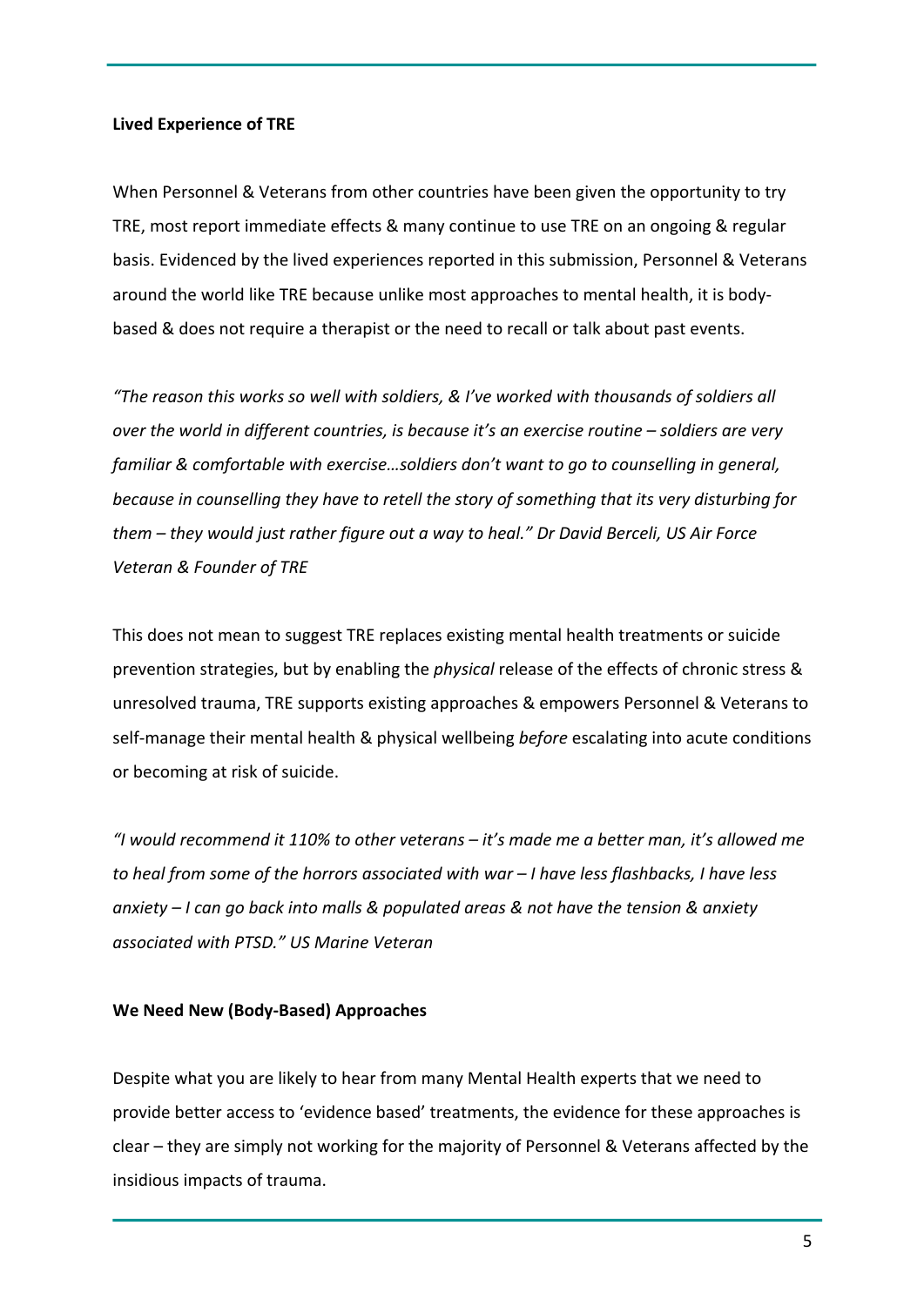**Lived Experience of TRE**

When Personnel & Veterans from other countries have been given the opportunity to try TRE, most report immediate effects & many continue to use TRE on an ongoing & regular basis. Evidenced by the lived experiences reported in this submission, Personnel & Veterans around the world like TRE because unlike most approaches to mental health, it is body-based & does not require a therapist or the need to recall or talk about past events.

*"The reason this works so well with soldiers, & I've worked with thousands of soldiers all over the world in different countries, is because it's an exercise routine – soldiers are very familiar & comfortable with exercise…soldiers don't want to go to counselling in general, because in counselling they have to retell the story of something that its very disturbing for them – they would just rather figure out a way to heal." Dr David Berceli, US Air Force Veteran & Founder of TRE*

This does not mean to suggest TRE replaces existing mental health treatments or suicide prevention strategies, but by enabling the *physical* release of the effects of chronic stress & unresolved trauma, TRE supports existing approaches & empowers Personnel & Veterans to self-manage their mental health & physical wellbeing *before* escalating into acute conditions or becoming at risk of suicide.

*"I would recommend it 110% to other veterans – it's made me a better man, it's allowed me to heal from some of the horrors associated with war – I have less flashbacks, I have less anxiety – I can go back into malls & populated areas & not have the tension & anxiety associated with PTSD." US Marine Veteran*

**We Need New (Body-Based) Approaches**

Despite what you are likely to hear from many Mental Health experts that we need to provide better access to 'evidence based' treatments, the evidence for these approaches is clear – they are simply not working for the majority of Personnel & Veterans affected by the insidious impacts of trauma.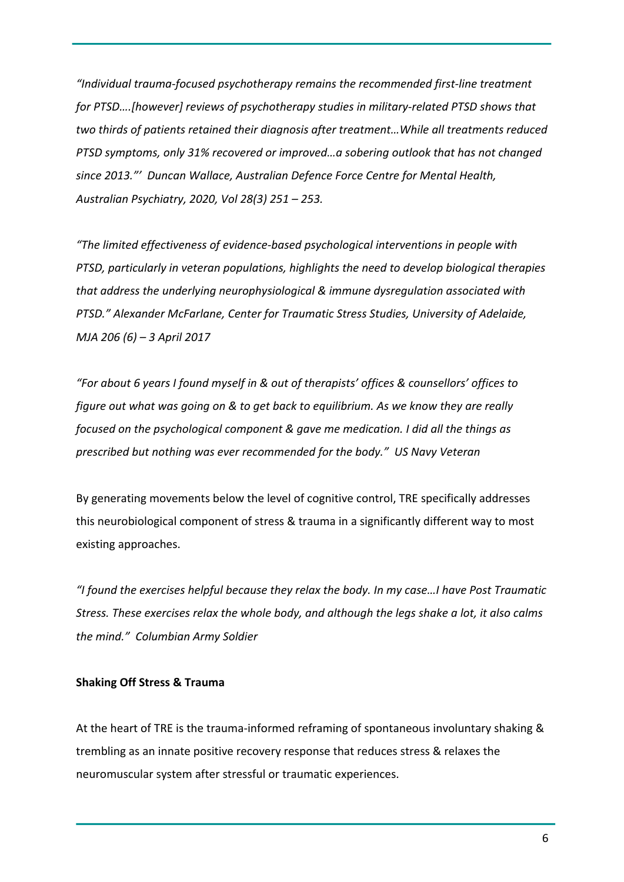*"Individual trauma-focused psychotherapy remains the recommended first-line treatment for PTSD….[however] reviews of psychotherapy studies in military-related PTSD shows that two thirds of patients retained their diagnosis after treatment…While all treatments reduced PTSD symptoms, only 31% recovered or improved…a sobering outlook that has not changed since 2013."' Duncan Wallace, Australian Defence Force Centre for Mental Health, Australian Psychiatry, 2020, Vol 28(3) 251 – 253.*

*"The limited effectiveness of evidence-based psychological interventions in people with PTSD, particularly in veteran populations, highlights the need to develop biological therapies that address the underlying neurophysiological & immune dysregulation associated with PTSD." Alexander McFarlane, Center for Traumatic Stress Studies, University of Adelaide, MJA 206 (6) – 3 April 2017*

*"For about 6 years I found myself in & out of therapists' offices & counsellors' offices to figure out what was going on & to get back to equilibrium. As we know they are really focused on the psychological component & gave me medication. I did all the things as prescribed but nothing was ever recommended for the body." US Navy Veteran*

By generating movements below the level of cognitive control, TRE specifically addresses this neurobiological component of stress & trauma in a significantly different way to most existing approaches.

*"I found the exercises helpful because they relax the body. In my case…I have Post Traumatic Stress. These exercises relax the whole body, and although the legs shake a lot, it also calms the mind." Columbian Army Soldier*

**Shaking Off Stress & Trauma**

At the heart of TRE is the trauma-informed reframing of spontaneous involuntary shaking & trembling as an innate positive recovery response that reduces stress & relaxes the neuromuscular system after stressful or traumatic experiences.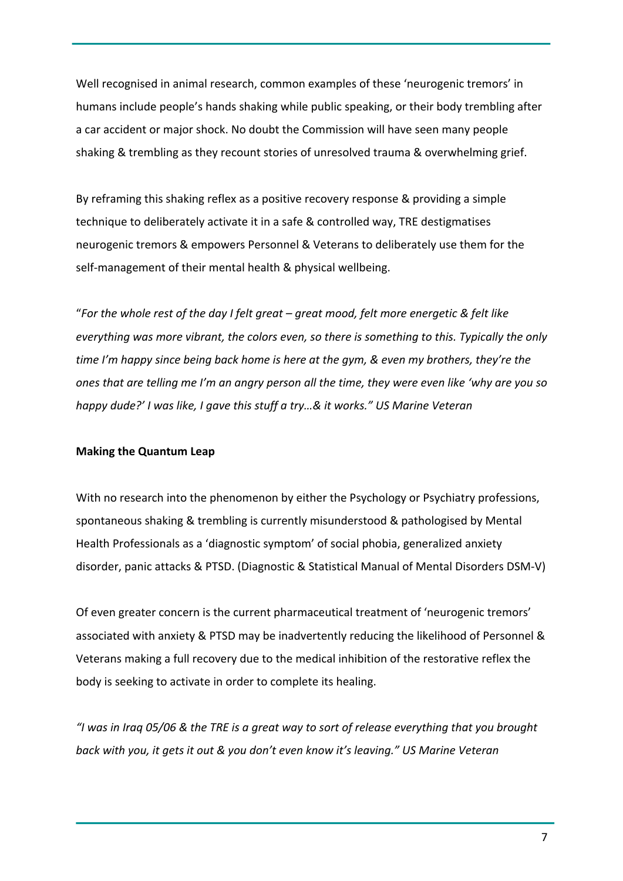Well recognised in animal research, common examples of these 'neurogenic tremors' in humans include people's hands shaking while public speaking, or their body trembling after a car accident or major shock. No doubt the Commission will have seen many people shaking & trembling as they recount stories of unresolved trauma & overwhelming grief.

By reframing this shaking reflex as a positive recovery response & providing a simple technique to deliberately activate it in a safe & controlled way, TRE destigmatises neurogenic tremors & empowers Personnel & Veterans to deliberately use them for the self-management of their mental health & physical wellbeing.

"*For the whole rest of the day I felt great – great mood, felt more energetic & felt like everything was more vibrant, the colors even, so there is something to this. Typically the only time I'm happy since being back home is here at the gym, & even my brothers, they're the ones that are telling me I'm an angry person all the time, they were even like 'why are you so happy dude?' I was like, I gave this stuff a try…& it works." US Marine Veteran*

**Making the Quantum Leap**

With no research into the phenomenon by either the Psychology or Psychiatry professions, spontaneous shaking & trembling is currently misunderstood & pathologised by Mental Health Professionals as a 'diagnostic symptom' of social phobia, generalized anxiety disorder, panic attacks & PTSD. (Diagnostic & Statistical Manual of Mental Disorders DSM-V)

Of even greater concern is the current pharmaceutical treatment of 'neurogenic tremors' associated with anxiety & PTSD may be inadvertently reducing the likelihood of Personnel & Veterans making a full recovery due to the medical inhibition of the restorative reflex the body is seeking to activate in order to complete its healing.

*"I was in Iraq 05/06 & the TRE is a great way to sort of release everything that you brought back with you, it gets it out & you don't even know it's leaving." US Marine Veteran*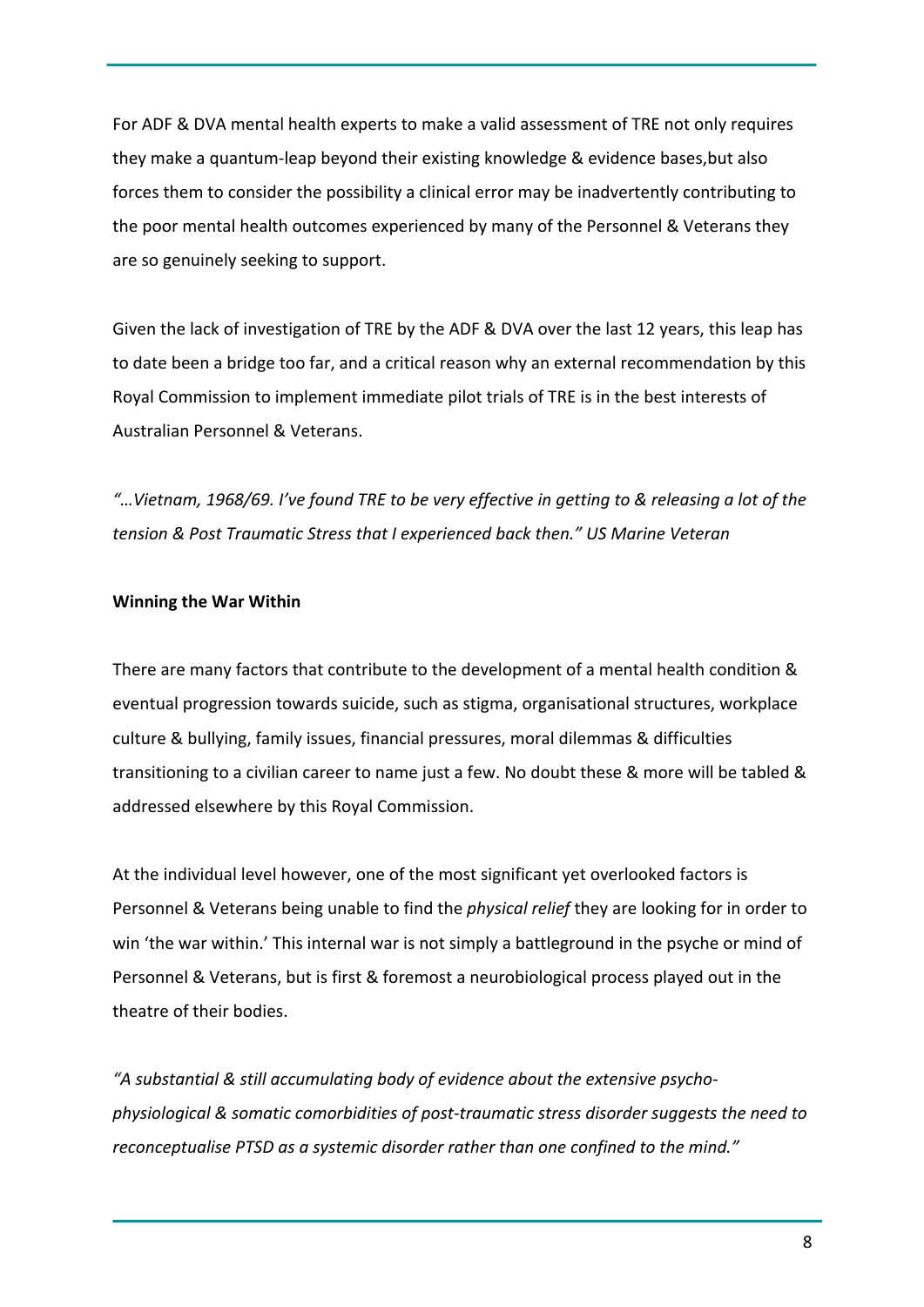For ADF & DVA mental health experts to make a valid assessment of TRE not only requires they make a quantum-leap beyond their existing knowledge & evidence bases,but also forces them to consider the possibility a clinical error may be inadvertently contributing to the poor mental health outcomes experienced by many of the Personnel & Veterans they are so genuinely seeking to support.

Given the lack of investigation of TRE by the ADF & DVA over the last 12 years, this leap has to date been a bridge too far, and a critical reason why an external recommendation by this Royal Commission to implement immediate pilot trials of TRE is in the best interests of Australian Personnel & Veterans.

*"…Vietnam, 1968/69. I've found TRE to be very effective in getting to & releasing a lot of the tension & Post Traumatic Stress that I experienced back then." US Marine Veteran*

**Winning the War Within**

There are many factors that contribute to the development of a mental health condition & eventual progression towards suicide, such as stigma, organisational structures, workplace culture & bullying, family issues, financial pressures, moral dilemmas & difficulties transitioning to a civilian career to name just a few. No doubt these & more will be tabled & addressed elsewhere by this Royal Commission.

At the individual level however, one of the most significant yet overlooked factors is Personnel & Veterans being unable to find the *physical relief* they are looking for in order to win 'the war within.' This internal war is not simply a battleground in the psyche or mind of Personnel & Veterans, but is first & foremost a neurobiological process played out in the theatre of their bodies.

*"A substantial & still accumulating body of evidence about the extensive psycho-physiological & somatic comorbidities of post-traumatic stress disorder suggests the need to reconceptualise PTSD as a systemic disorder rather than one confined to the mind."*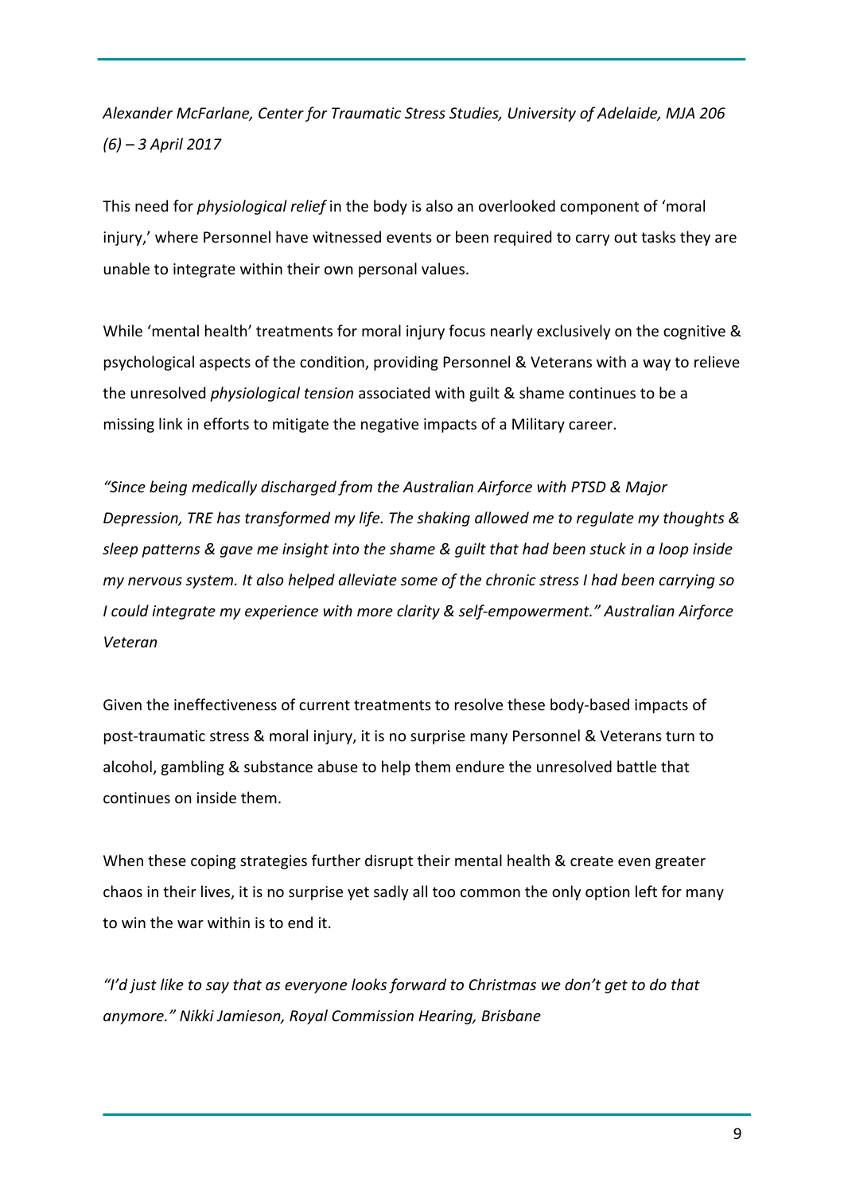*Alexander McFarlane, Center for Traumatic Stress Studies, University of Adelaide, MJA 206 (6) – 3 April 2017*

This need for *physiological relief* in the body is also an overlooked component of 'moral injury,' where Personnel have witnessed events or been required to carry out tasks they are unable to integrate within their own personal values.

While 'mental health' treatments for moral injury focus nearly exclusively on the cognitive & psychological aspects of the condition, providing Personnel & Veterans with a way to relieve the unresolved *physiological tension* associated with guilt & shame continues to be a missing link in efforts to mitigate the negative impacts of a Military career.

*"Since being medically discharged from the Australian Airforce with PTSD & Major Depression, TRE has transformed my life. The shaking allowed me to regulate my thoughts & sleep patterns & gave me insight into the shame & guilt that had been stuck in a loop inside my nervous system. It also helped alleviate some of the chronic stress I had been carrying so I could integrate my experience with more clarity & self-empowerment." Australian Airforce Veteran*

Given the ineffectiveness of current treatments to resolve these body-based impacts of post-traumatic stress & moral injury, it is no surprise many Personnel & Veterans turn to alcohol, gambling & substance abuse to help them endure the unresolved battle that continues on inside them.

When these coping strategies further disrupt their mental health & create even greater chaos in their lives, it is no surprise yet sadly all too common the only option left for many to win the war within is to end it.

*"I'd just like to say that as everyone looks forward to Christmas we don't get to do that anymore." Nikki Jamieson, Royal Commission Hearing, Brisbane*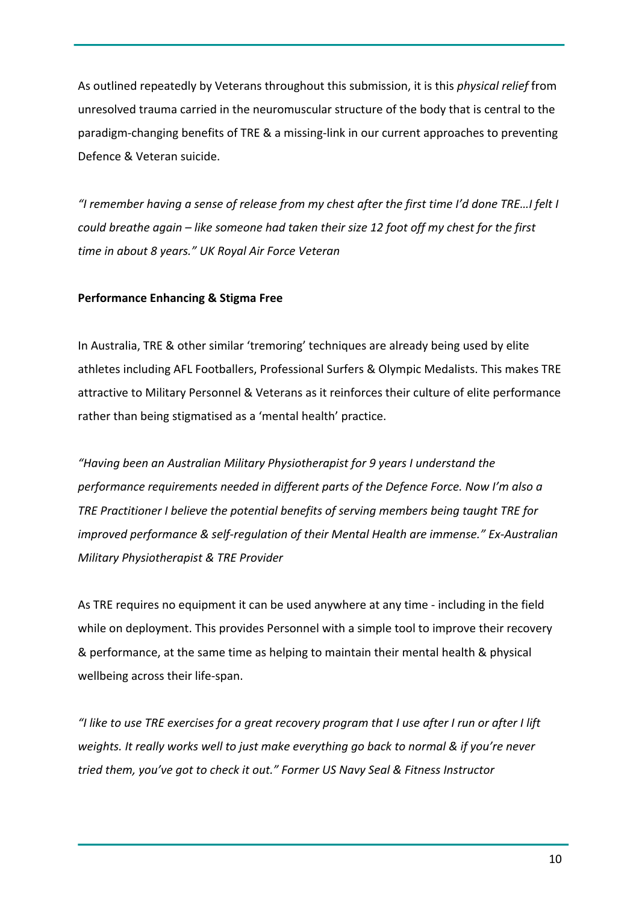As outlined repeatedly by Veterans throughout this submission, it is this *physical relief* from unresolved trauma carried in the neuromuscular structure of the body that is central to the paradigm-changing benefits of TRE & a missing-link in our current approaches to preventing Defence & Veteran suicide.

*"I remember having a sense of release from my chest after the first time I'd done TRE…I felt I could breathe again – like someone had taken their size 12 foot off my chest for the first time in about 8 years." UK Royal Air Force Veteran*

**Performance Enhancing & Stigma Free**

In Australia, TRE & other similar 'tremoring' techniques are already being used by elite athletes including AFL Footballers, Professional Surfers & Olympic Medalists. This makes TRE attractive to Military Personnel & Veterans as it reinforces their culture of elite performance rather than being stigmatised as a 'mental health' practice.

*"Having been an Australian Military Physiotherapist for 9 years I understand the performance requirements needed in different parts of the Defence Force. Now I'm also a TRE Practitioner I believe the potential benefits of serving members being taught TRE for improved performance & self-regulation of their Mental Health are immense." Ex-Australian Military Physiotherapist & TRE Provider*

As TRE requires no equipment it can be used anywhere at any time - including in the field while on deployment. This provides Personnel with a simple tool to improve their recovery & performance, at the same time as helping to maintain their mental health & physical wellbeing across their life-span.

*"I like to use TRE exercises for a great recovery program that I use after I run or after I lift weights. It really works well to just make everything go back to normal & if you're never tried them, you've got to check it out." Former US Navy Seal & Fitness Instructor*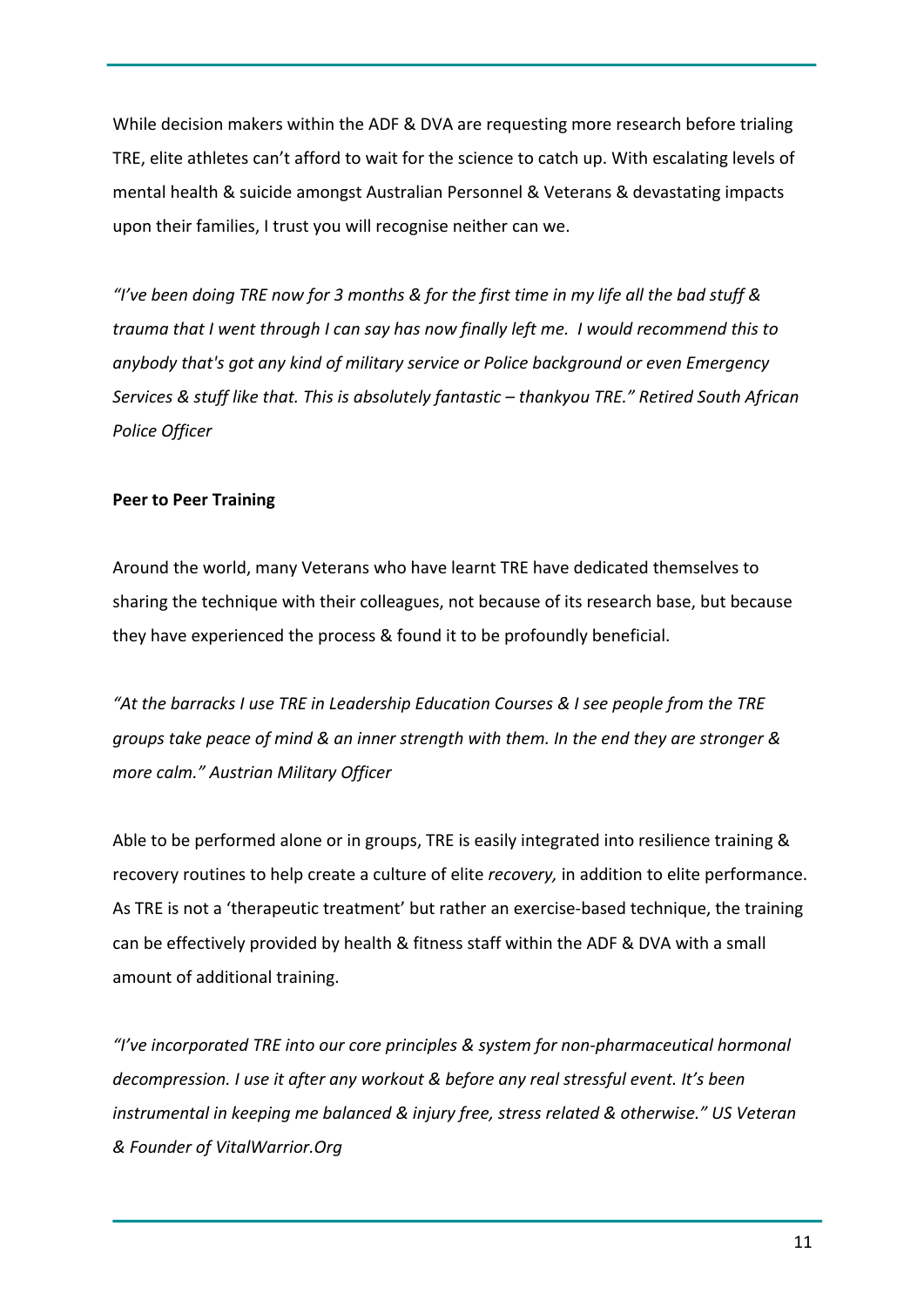While decision makers within the ADF & DVA are requesting more research before trialing TRE, elite athletes can't afford to wait for the science to catch up. With escalating levels of mental health & suicide amongst Australian Personnel & Veterans & devastating impacts upon their families, I trust you will recognise neither can we.

*"I've been doing TRE now for 3 months & for the first time in my life all the bad stuff & trauma that I went through I can say has now finally left me. I would recommend this to anybody that's got any kind of military service or Police background or even Emergency Services & stuff like that. This is absolutely fantastic – thankyou TRE." Retired South African Police Officer*

**Peer to Peer Training**

Around the world, many Veterans who have learnt TRE have dedicated themselves to sharing the technique with their colleagues, not because of its research base, but because they have experienced the process & found it to be profoundly beneficial.

*"At the barracks I use TRE in Leadership Education Courses & I see people from the TRE groups take peace of mind & an inner strength with them. In the end they are stronger & more calm." Austrian Military Officer*

Able to be performed alone or in groups, TRE is easily integrated into resilience training & recovery routines to help create a culture of elite *recovery,* in addition to elite performance. As TRE is not a 'therapeutic treatment' but rather an exercise-based technique, the training can be effectively provided by health & fitness staff within the ADF & DVA with a small amount of additional training.

*"I've incorporated TRE into our core principles & system for non-pharmaceutical hormonal decompression. I use it after any workout & before any real stressful event. It's been instrumental in keeping me balanced & injury free, stress related & otherwise." US Veteran & Founder of VitalWarrior.Org*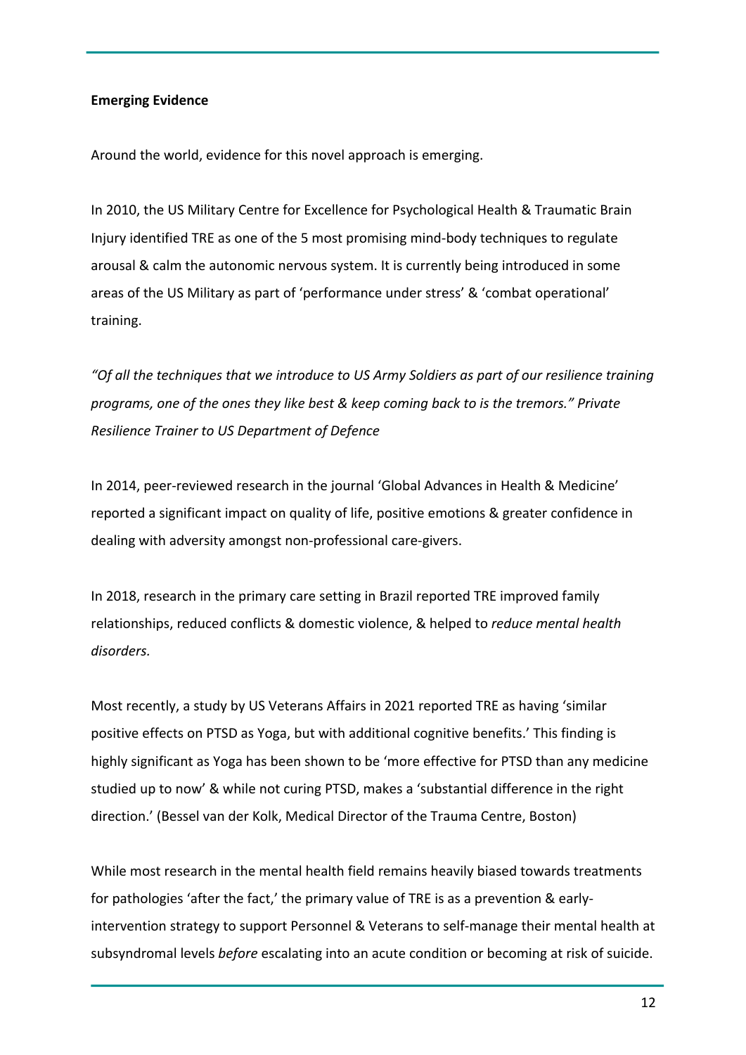**Emerging Evidence**

Around the world, evidence for this novel approach is emerging.

In 2010, the US Military Centre for Excellence for Psychological Health & Traumatic Brain Injury identified TRE as one of the 5 most promising mind-body techniques to regulate arousal & calm the autonomic nervous system. It is currently being introduced in some areas of the US Military as part of 'performance under stress' & 'combat operational' training.

*"Of all the techniques that we introduce to US Army Soldiers as part of our resilience training programs, one of the ones they like best & keep coming back to is the tremors." Private Resilience Trainer to US Department of Defence*

In 2014, peer-reviewed research in the journal 'Global Advances in Health & Medicine' reported a significant impact on quality of life, positive emotions & greater confidence in dealing with adversity amongst non-professional care-givers.

In 2018, research in the primary care setting in Brazil reported TRE improved family relationships, reduced conflicts & domestic violence, & helped to *reduce mental health disorders.*

Most recently, a study by US Veterans Affairs in 2021 reported TRE as having 'similar positive effects on PTSD as Yoga, but with additional cognitive benefits.' This finding is highly significant as Yoga has been shown to be 'more effective for PTSD than any medicine studied up to now' & while not curing PTSD, makes a 'substantial difference in the right direction.' (Bessel van der Kolk, Medical Director of the Trauma Centre, Boston)

While most research in the mental health field remains heavily biased towards treatments for pathologies 'after the fact,' the primary value of TRE is as a prevention & early-intervention strategy to support Personnel & Veterans to self-manage their mental health at subsyndromal levels *before* escalating into an acute condition or becoming at risk of suicide.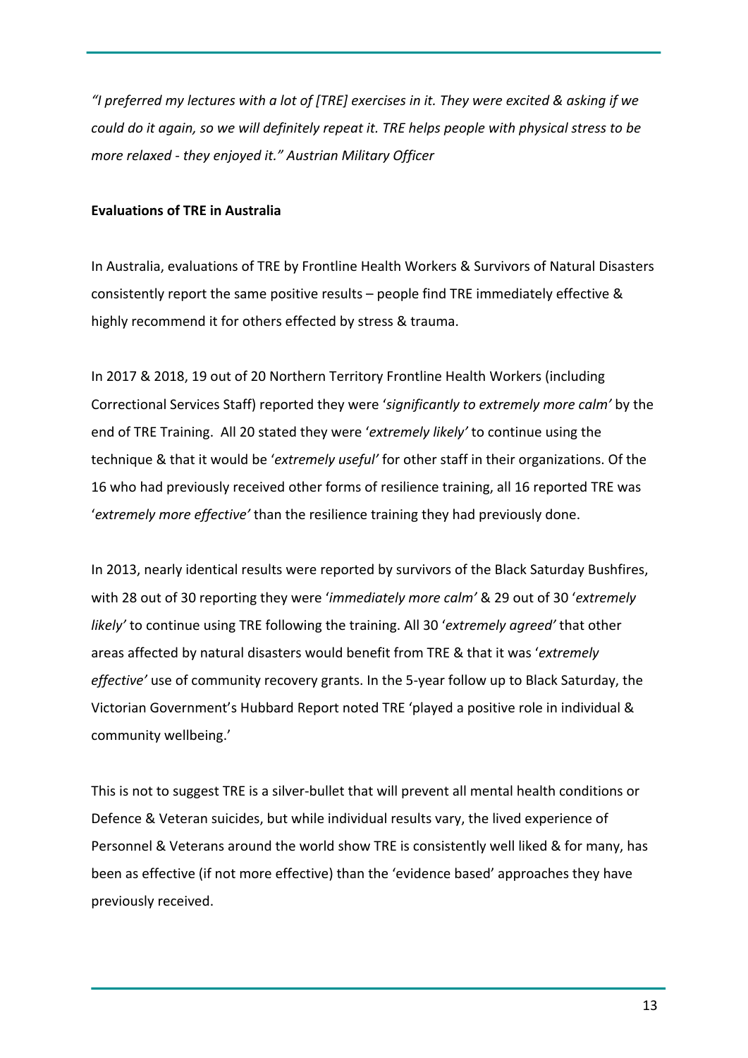*"I preferred my lectures with a lot of [TRE] exercises in it. They were excited & asking if we could do it again, so we will definitely repeat it. TRE helps people with physical stress to be more relaxed - they enjoyed it." Austrian Military Officer*

**Evaluations of TRE in Australia**

In Australia, evaluations of TRE by Frontline Health Workers & Survivors of Natural Disasters consistently report the same positive results – people find TRE immediately effective & highly recommend it for others effected by stress & trauma.

In 2017 & 2018, 19 out of 20 Northern Territory Frontline Health Workers (including Correctional Services Staff) reported they were '*significantly to extremely more calm'* by the end of TRE Training. All 20 stated they were '*extremely likely'* to continue using the technique & that it would be '*extremely useful'* for other staff in their organizations. Of the 16 who had previously received other forms of resilience training, all 16 reported TRE was '*extremely more effective'* than the resilience training they had previously done.

In 2013, nearly identical results were reported by survivors of the Black Saturday Bushfires, with 28 out of 30 reporting they were '*immediately more calm'* & 29 out of 30 '*extremely likely'* to continue using TRE following the training. All 30 '*extremely agreed'* that other areas affected by natural disasters would benefit from TRE & that it was '*extremely effective'* use of community recovery grants. In the 5-year follow up to Black Saturday, the Victorian Government's Hubbard Report noted TRE 'played a positive role in individual & community wellbeing.'

This is not to suggest TRE is a silver-bullet that will prevent all mental health conditions or Defence & Veteran suicides, but while individual results vary, the lived experience of Personnel & Veterans around the world show TRE is consistently well liked & for many, has been as effective (if not more effective) than the 'evidence based' approaches they have previously received.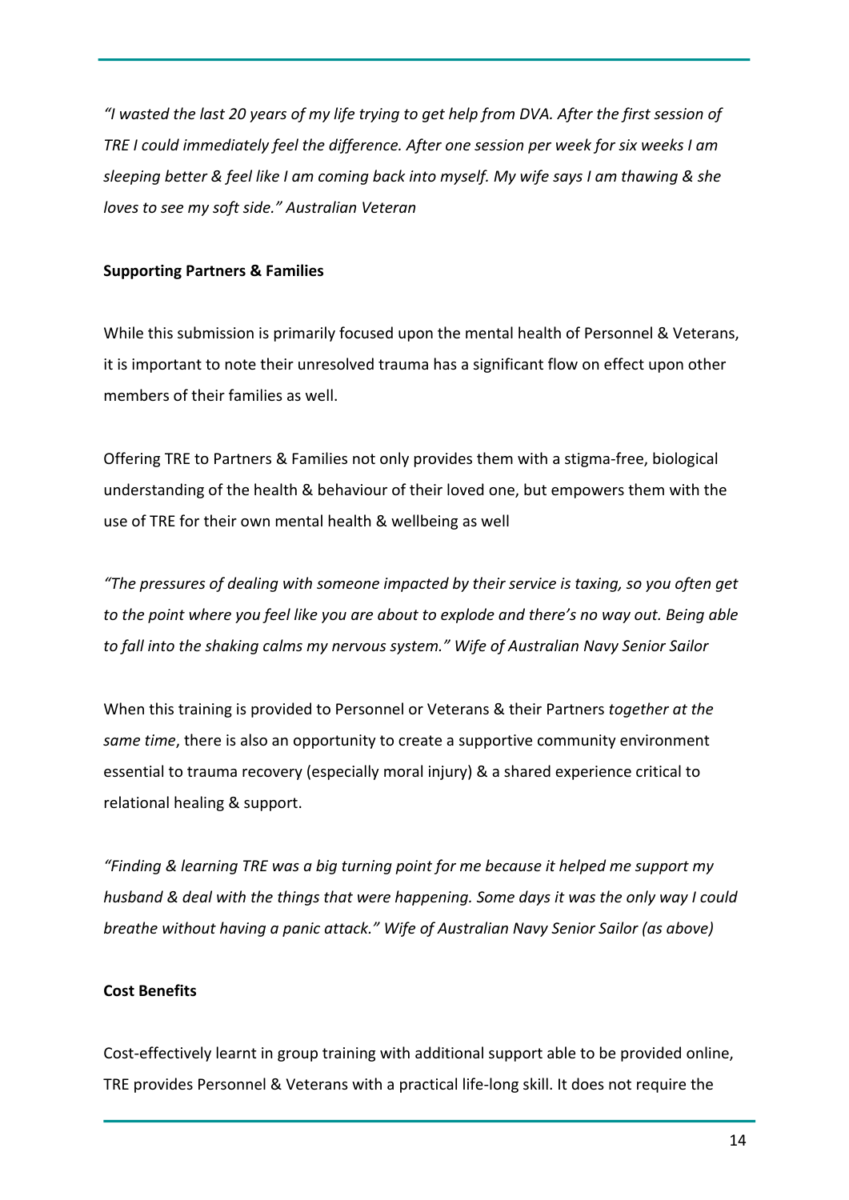*"I wasted the last 20 years of my life trying to get help from DVA. After the first session of TRE I could immediately feel the difference. After one session per week for six weeks I am sleeping better & feel like I am coming back into myself. My wife says I am thawing & she loves to see my soft side." Australian Veteran*

**Supporting Partners & Families**

While this submission is primarily focused upon the mental health of Personnel & Veterans, it is important to note their unresolved trauma has a significant flow on effect upon other members of their families as well.

Offering TRE to Partners & Families not only provides them with a stigma-free, biological understanding of the health & behaviour of their loved one, but empowers them with the use of TRE for their own mental health & wellbeing as well

*"The pressures of dealing with someone impacted by their service is taxing, so you often get to the point where you feel like you are about to explode and there's no way out. Being able to fall into the shaking calms my nervous system." Wife of Australian Navy Senior Sailor*

When this training is provided to Personnel or Veterans & their Partners *together at the same time*, there is also an opportunity to create a supportive community environment essential to trauma recovery (especially moral injury) & a shared experience critical to relational healing & support.

*"Finding & learning TRE was a big turning point for me because it helped me support my husband & deal with the things that were happening. Some days it was the only way I could breathe without having a panic attack." Wife of Australian Navy Senior Sailor (as above)*

**Cost Benefits**

Cost-effectively learnt in group training with additional support able to be provided online, TRE provides Personnel & Veterans with a practical life-long skill. It does not require the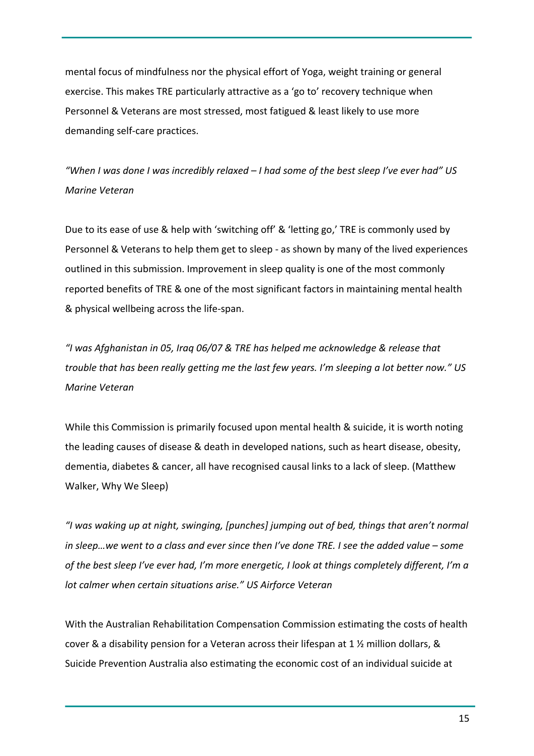mental focus of mindfulness nor the physical effort of Yoga, weight training or general exercise. This makes TRE particularly attractive as a 'go to' recovery technique when Personnel & Veterans are most stressed, most fatigued & least likely to use more demanding self-care practices.

*"When I was done I was incredibly relaxed – I had some of the best sleep I've ever had" US Marine Veteran*

Due to its ease of use & help with 'switching off' & 'letting go,' TRE is commonly used by Personnel & Veterans to help them get to sleep - as shown by many of the lived experiences outlined in this submission. Improvement in sleep quality is one of the most commonly reported benefits of TRE & one of the most significant factors in maintaining mental health & physical wellbeing across the life-span.

*"I was Afghanistan in 05, Iraq 06/07 & TRE has helped me acknowledge & release that trouble that has been really getting me the last few years. I'm sleeping a lot better now." US Marine Veteran*

While this Commission is primarily focused upon mental health & suicide, it is worth noting the leading causes of disease & death in developed nations, such as heart disease, obesity, dementia, diabetes & cancer, all have recognised causal links to a lack of sleep. (Matthew Walker, Why We Sleep)

*"I was waking up at night, swinging, [punches] jumping out of bed, things that aren't normal in sleep…we went to a class and ever since then I've done TRE. I see the added value – some of the best sleep I've ever had, I'm more energetic, I look at things completely different, I'm a lot calmer when certain situations arise." US Airforce Veteran*

With the Australian Rehabilitation Compensation Commission estimating the costs of health cover & a disability pension for a Veteran across their lifespan at 1 ½ million dollars, & Suicide Prevention Australia also estimating the economic cost of an individual suicide at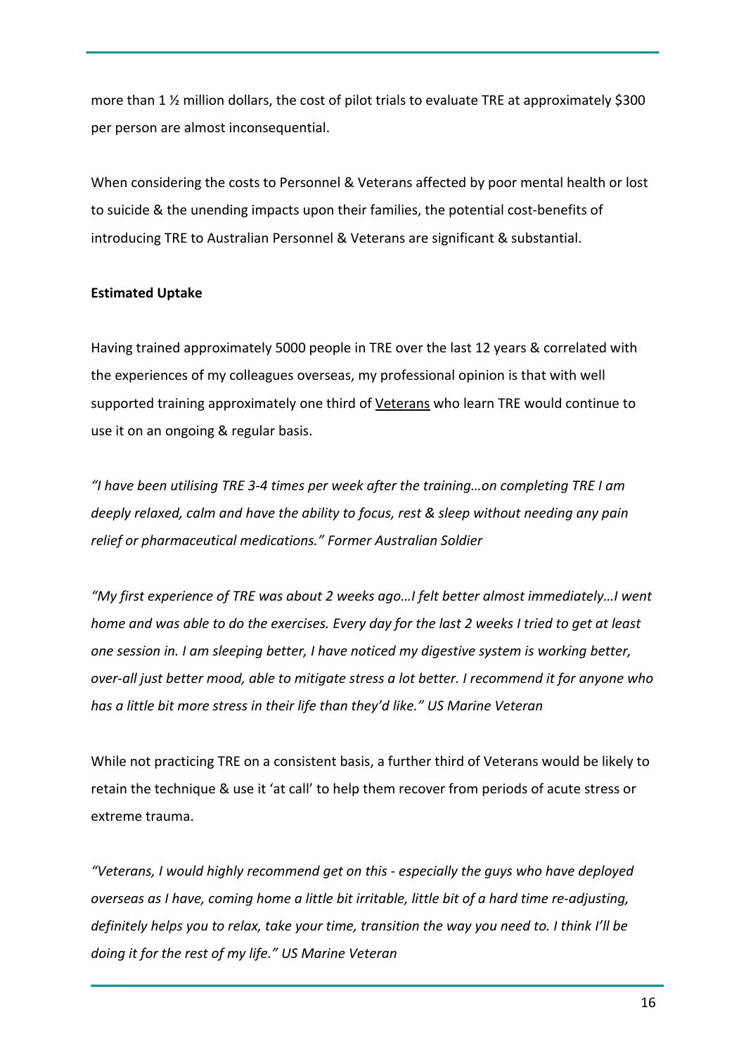more than 1 ½ million dollars, the cost of pilot trials to evaluate TRE at approximately $300 per person are almost inconsequential.

When considering the costs to Personnel & Veterans affected by poor mental health or lost to suicide & the unending impacts upon their families, the potential cost-benefits of introducing TRE to Australian Personnel & Veterans are significant & substantial.

**Estimated Uptake**

Having trained approximately 5000 people in TRE over the last 12 years & correlated with the experiences of my colleagues overseas, my professional opinion is that with well supported training approximately one third of <u>Veterans</u> who learn TRE would continue to use it on an ongoing & regular basis.

*"I have been utilising TRE 3-4 times per week after the training…on completing TRE I am deeply relaxed, calm and have the ability to focus, rest & sleep without needing any pain relief or pharmaceutical medications." Former Australian Soldier*

*"My first experience of TRE was about 2 weeks ago…I felt better almost immediately…I went home and was able to do the exercises. Every day for the last 2 weeks I tried to get at least one session in. I am sleeping better, I have noticed my digestive system is working better, over-all just better mood, able to mitigate stress a lot better. I recommend it for anyone who has a little bit more stress in their life than they'd like." US Marine Veteran*

While not practicing TRE on a consistent basis, a further third of Veterans would be likely to retain the technique & use it 'at call' to help them recover from periods of acute stress or extreme trauma.

*"Veterans, I would highly recommend get on this - especially the guys who have deployed overseas as I have, coming home a little bit irritable, little bit of a hard time re-adjusting, definitely helps you to relax, take your time, transition the way you need to. I think I'll be doing it for the rest of my life." US Marine Veteran*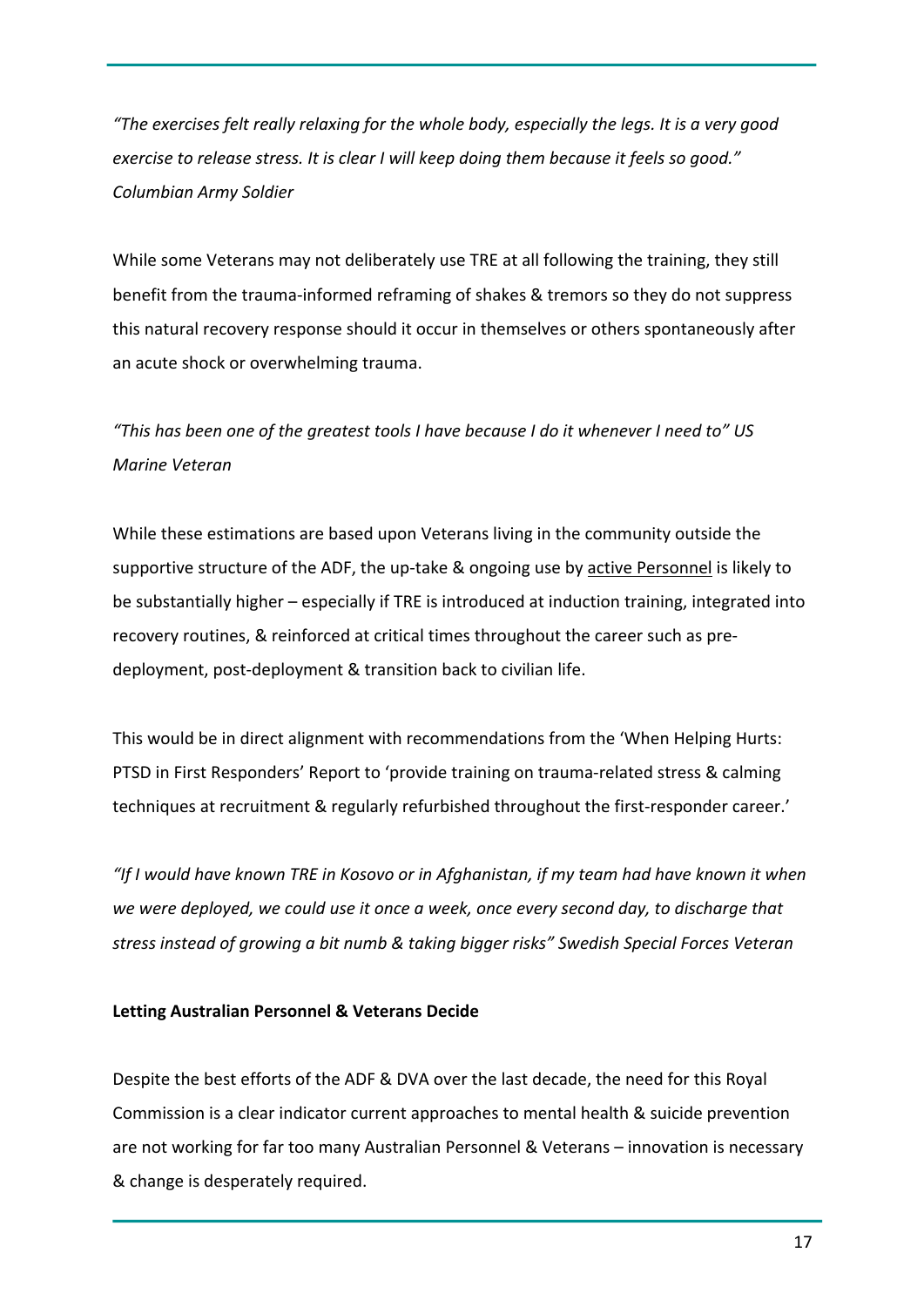*"The exercises felt really relaxing for the whole body, especially the legs. It is a very good exercise to release stress. It is clear I will keep doing them because it feels so good." Columbian Army Soldier*

While some Veterans may not deliberately use TRE at all following the training, they still benefit from the trauma-informed reframing of shakes & tremors so they do not suppress this natural recovery response should it occur in themselves or others spontaneously after an acute shock or overwhelming trauma.

*"This has been one of the greatest tools I have because I do it whenever I need to" US Marine Veteran*

While these estimations are based upon Veterans living in the community outside the supportive structure of the ADF, the up-take & ongoing use by active Personnel is likely to be substantially higher – especially if TRE is introduced at induction training, integrated into recovery routines, & reinforced at critical times throughout the career such as pre-deployment, post-deployment & transition back to civilian life.

This would be in direct alignment with recommendations from the 'When Helping Hurts: PTSD in First Responders' Report to 'provide training on trauma-related stress & calming techniques at recruitment & regularly refurbished throughout the first-responder career.'

*"If I would have known TRE in Kosovo or in Afghanistan, if my team had have known it when we were deployed, we could use it once a week, once every second day, to discharge that stress instead of growing a bit numb & taking bigger risks" Swedish Special Forces Veteran*

**Letting Australian Personnel & Veterans Decide**

Despite the best efforts of the ADF & DVA over the last decade, the need for this Royal Commission is a clear indicator current approaches to mental health & suicide prevention are not working for far too many Australian Personnel & Veterans – innovation is necessary & change is desperately required.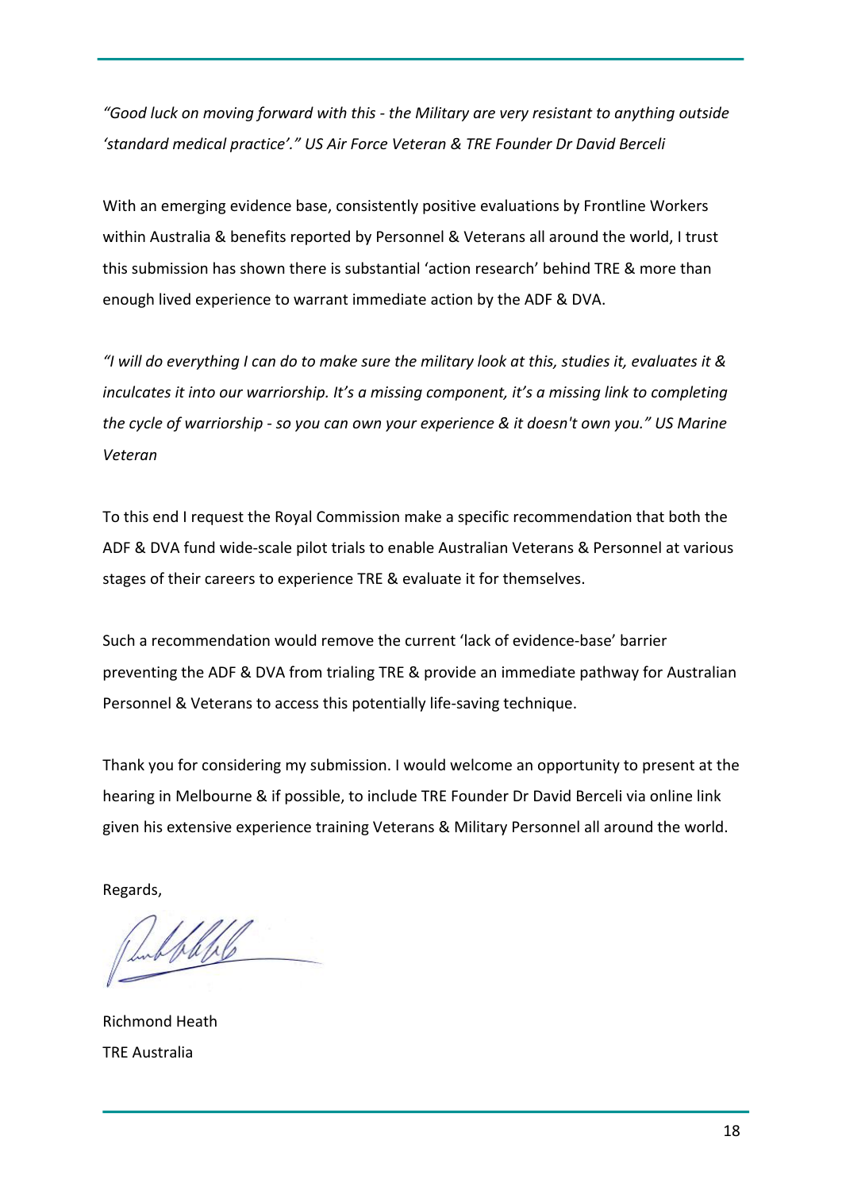*"Good luck on moving forward with this - the Military are very resistant to anything outside 'standard medical practice'." US Air Force Veteran & TRE Founder Dr David Berceli*

With an emerging evidence base, consistently positive evaluations by Frontline Workers within Australia & benefits reported by Personnel & Veterans all around the world, I trust this submission has shown there is substantial 'action research' behind TRE & more than enough lived experience to warrant immediate action by the ADF & DVA.

*"I will do everything I can do to make sure the military look at this, studies it, evaluates it & inculcates it into our warriorship. It's a missing component, it's a missing link to completing the cycle of warriorship - so you can own your experience & it doesn't own you." US Marine Veteran*

To this end I request the Royal Commission make a specific recommendation that both the ADF & DVA fund wide-scale pilot trials to enable Australian Veterans & Personnel at various stages of their careers to experience TRE & evaluate it for themselves.

Such a recommendation would remove the current 'lack of evidence-base' barrier preventing the ADF & DVA from trialing TRE & provide an immediate pathway for Australian Personnel & Veterans to access this potentially life-saving technique.

Thank you for considering my submission. I would welcome an opportunity to present at the hearing in Melbourne & if possible, to include TRE Founder Dr David Berceli via online link given his extensive experience training Veterans & Military Personnel all around the world.

Regards,

Richmond Heath
TRE Australia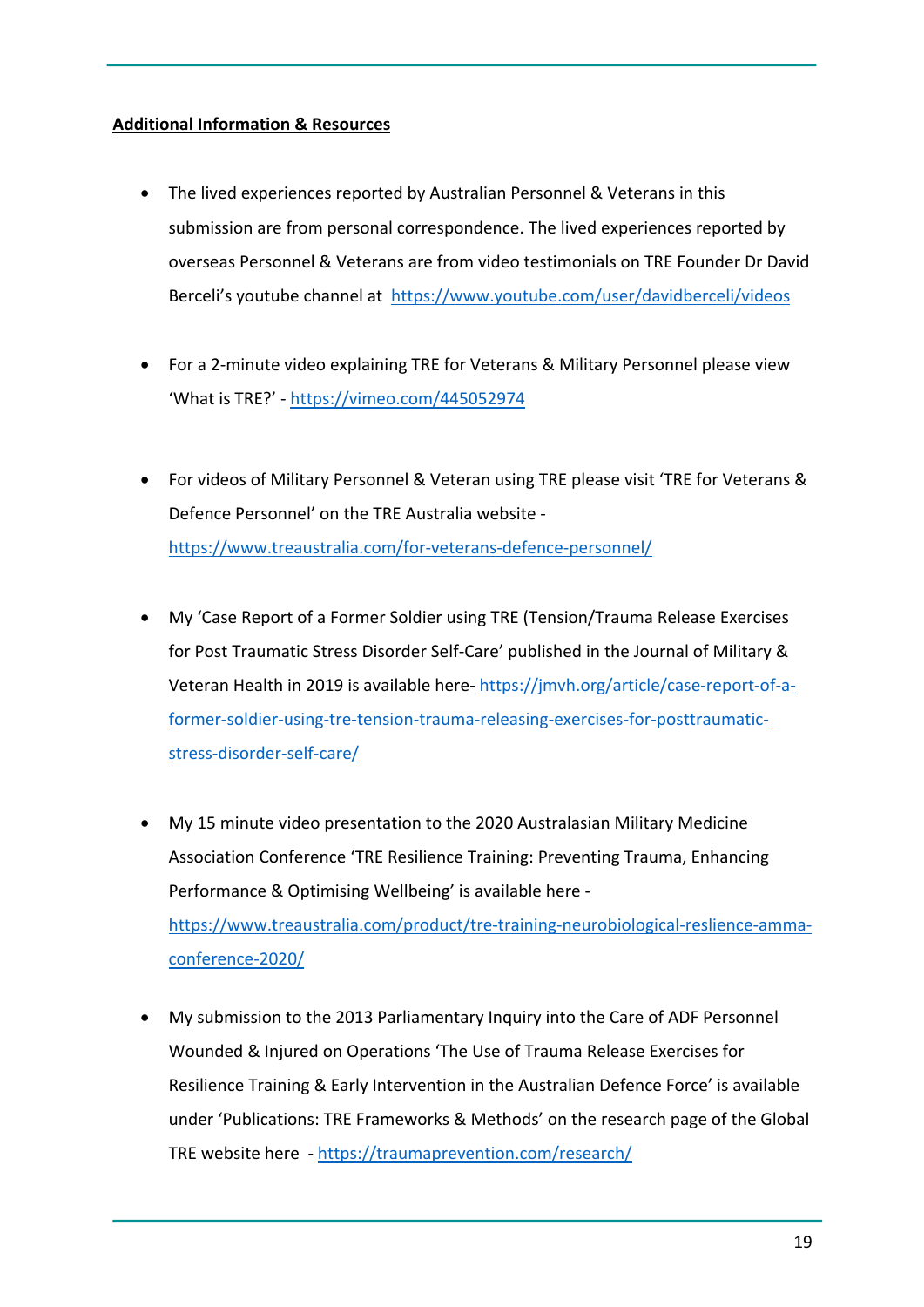**Additional Information & Resources**

- The lived experiences reported by Australian Personnel & Veterans in this submission are from personal correspondence. The lived experiences reported by overseas Personnel & Veterans are from video testimonials on TRE Founder Dr David Berceli's youtube channel at https://www.youtube.com/user/davidberceli/videos

- For a 2-minute video explaining TRE for Veterans & Military Personnel please view 'What is TRE?' - https://vimeo.com/445052974

- For videos of Military Personnel & Veteran using TRE please visit 'TRE for Veterans & Defence Personnel' on the TRE Australia website - https://www.treaustralia.com/for-veterans-defence-personnel/

- My 'Case Report of a Former Soldier using TRE (Tension/Trauma Release Exercises for Post Traumatic Stress Disorder Self-Care' published in the Journal of Military & Veteran Health in 2019 is available here- https://jmvh.org/article/case-report-of-a-former-soldier-using-tre-tension-trauma-releasing-exercises-for-posttraumatic-stress-disorder-self-care/

- My 15 minute video presentation to the 2020 Australasian Military Medicine Association Conference 'TRE Resilience Training: Preventing Trauma, Enhancing Performance & Optimising Wellbeing' is available here - https://www.treaustralia.com/product/tre-training-neurobiological-reslience-amma-conference-2020/

- My submission to the 2013 Parliamentary Inquiry into the Care of ADF Personnel Wounded & Injured on Operations 'The Use of Trauma Release Exercises for Resilience Training & Early Intervention in the Australian Defence Force' is available under 'Publications: TRE Frameworks & Methods' on the research page of the Global TRE website here - https://traumaprevention.com/research/